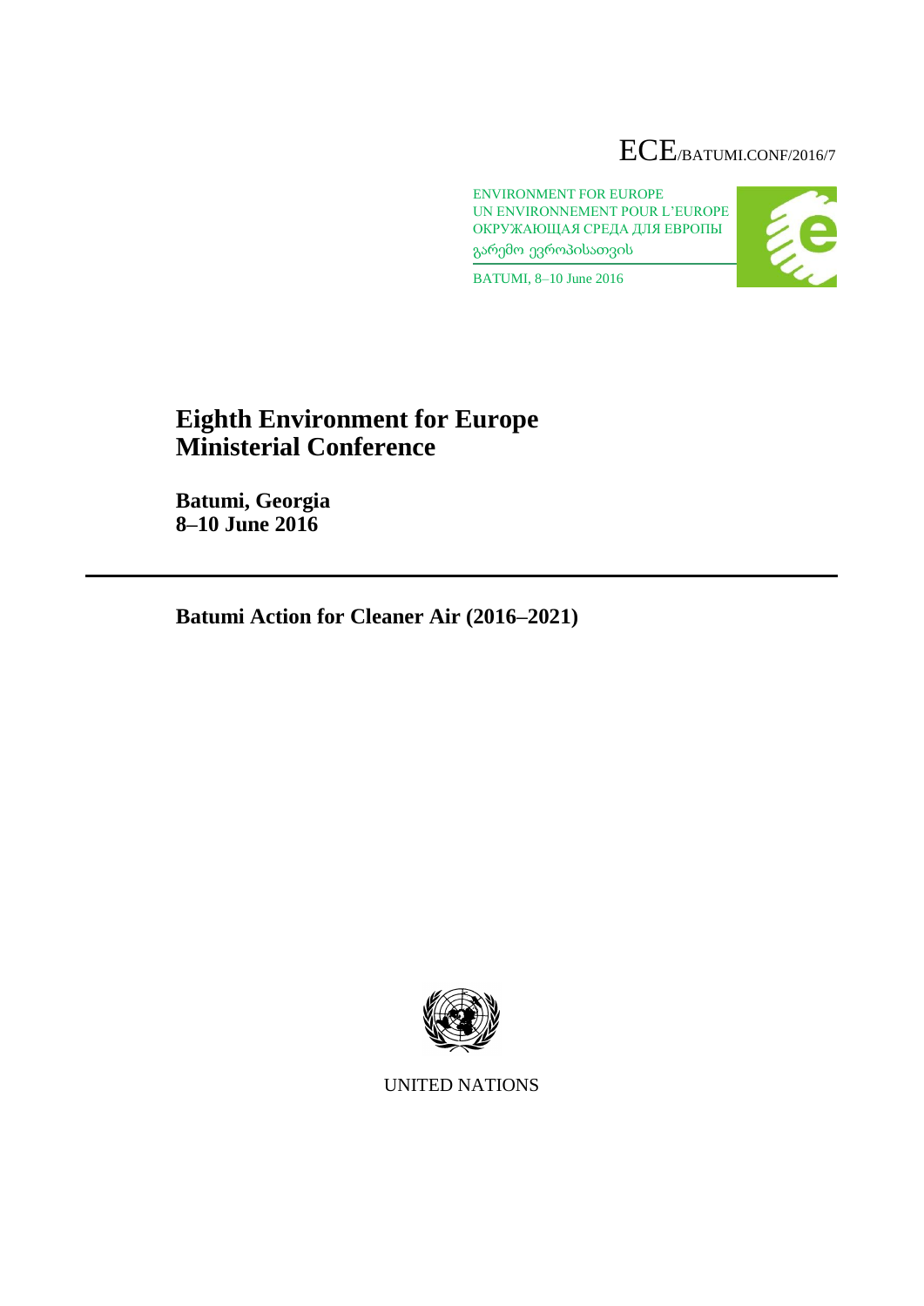ECE/BATUMI.CONF/2016/7

ENVIRONMENT FOR EUROPE
UN ENVIRONNEMENT POUR L'EUROPE
ОКРУЖАЮЩАЯ СРЕДА ДЛЯ ЕВРОПЫ
გარემო ევროპისათვის

BATUMI, 8–10 June 2016

# Eighth Environment for Europe Ministerial Conference

**Batumi, Georgia**
**8–10 June 2016**

## Batumi Action for Cleaner Air (2016–2021)

UNITED NATIONS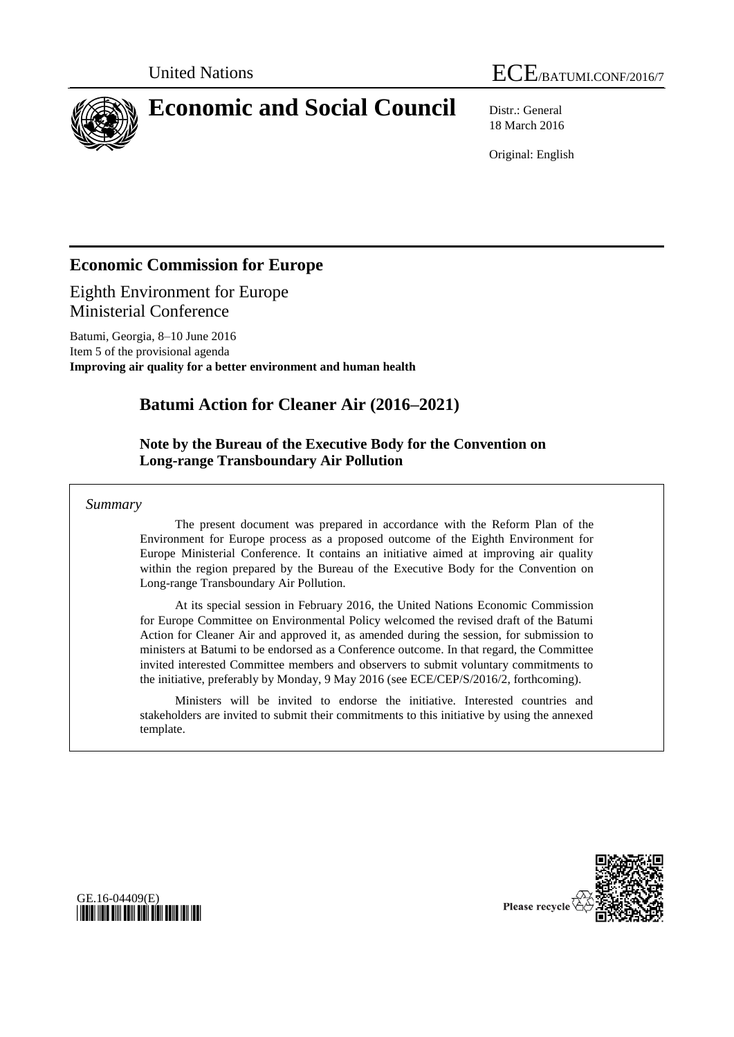United Nations

ECE/BATUMI.CONF/2016/7

# Economic and Social Council

Distr.: General
18 March 2016

Original: English

## Economic Commission for Europe

Eighth Environment for Europe
Ministerial Conference

Batumi, Georgia, 8–10 June 2016
Item 5 of the provisional agenda
**Improving air quality for a better environment and human health**

## Batumi Action for Cleaner Air (2016–2021)

### Note by the Bureau of the Executive Body for the Convention on Long-range Transboundary Air Pollution

*Summary*

The present document was prepared in accordance with the Reform Plan of the Environment for Europe process as a proposed outcome of the Eighth Environment for Europe Ministerial Conference. It contains an initiative aimed at improving air quality within the region prepared by the Bureau of the Executive Body for the Convention on Long-range Transboundary Air Pollution.

At its special session in February 2016, the United Nations Economic Commission for Europe Committee on Environmental Policy welcomed the revised draft of the Batumi Action for Cleaner Air and approved it, as amended during the session, for submission to ministers at Batumi to be endorsed as a Conference outcome. In that regard, the Committee invited interested Committee members and observers to submit voluntary commitments to the initiative, preferably by Monday, 9 May 2016 (see ECE/CEP/S/2016/2, forthcoming).

Ministers will be invited to endorse the initiative. Interested countries and stakeholders are invited to submit their commitments to this initiative by using the annexed template.

GE.16-04409(E)

Please recycle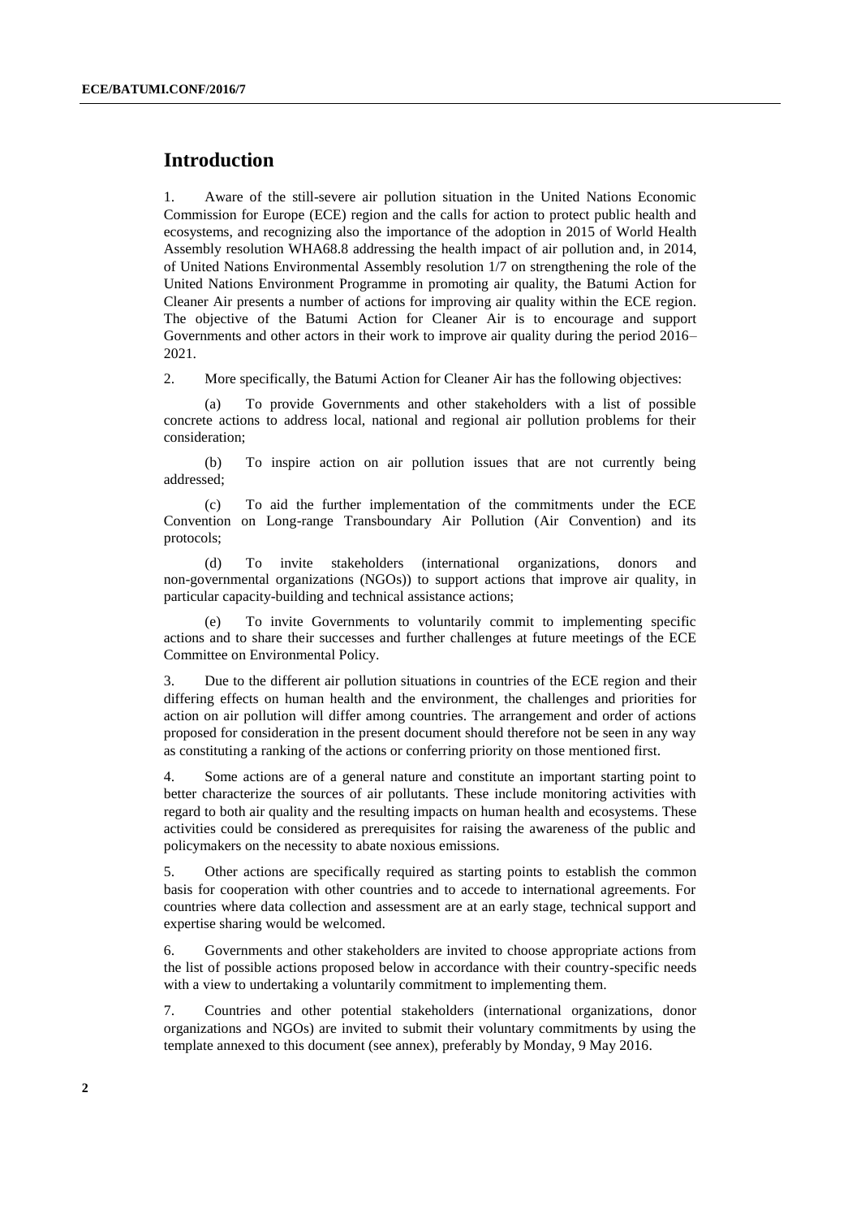## Introduction

1. Aware of the still-severe air pollution situation in the United Nations Economic Commission for Europe (ECE) region and the calls for action to protect public health and ecosystems, and recognizing also the importance of the adoption in 2015 of World Health Assembly resolution WHA68.8 addressing the health impact of air pollution and, in 2014, of United Nations Environmental Assembly resolution 1/7 on strengthening the role of the United Nations Environment Programme in promoting air quality, the Batumi Action for Cleaner Air presents a number of actions for improving air quality within the ECE region. The objective of the Batumi Action for Cleaner Air is to encourage and support Governments and other actors in their work to improve air quality during the period 2016–2021.

2. More specifically, the Batumi Action for Cleaner Air has the following objectives:

(a) To provide Governments and other stakeholders with a list of possible concrete actions to address local, national and regional air pollution problems for their consideration;

(b) To inspire action on air pollution issues that are not currently being addressed;

(c) To aid the further implementation of the commitments under the ECE Convention on Long-range Transboundary Air Pollution (Air Convention) and its protocols;

(d) To invite stakeholders (international organizations, donors and non-governmental organizations (NGOs)) to support actions that improve air quality, in particular capacity-building and technical assistance actions;

(e) To invite Governments to voluntarily commit to implementing specific actions and to share their successes and further challenges at future meetings of the ECE Committee on Environmental Policy.

3. Due to the different air pollution situations in countries of the ECE region and their differing effects on human health and the environment, the challenges and priorities for action on air pollution will differ among countries. The arrangement and order of actions proposed for consideration in the present document should therefore not be seen in any way as constituting a ranking of the actions or conferring priority on those mentioned first.

4. Some actions are of a general nature and constitute an important starting point to better characterize the sources of air pollutants. These include monitoring activities with regard to both air quality and the resulting impacts on human health and ecosystems. These activities could be considered as prerequisites for raising the awareness of the public and policymakers on the necessity to abate noxious emissions.

5. Other actions are specifically required as starting points to establish the common basis for cooperation with other countries and to accede to international agreements. For countries where data collection and assessment are at an early stage, technical support and expertise sharing would be welcomed.

6. Governments and other stakeholders are invited to choose appropriate actions from the list of possible actions proposed below in accordance with their country-specific needs with a view to undertaking a voluntarily commitment to implementing them.

7. Countries and other potential stakeholders (international organizations, donor organizations and NGOs) are invited to submit their voluntary commitments by using the template annexed to this document (see annex), preferably by Monday, 9 May 2016.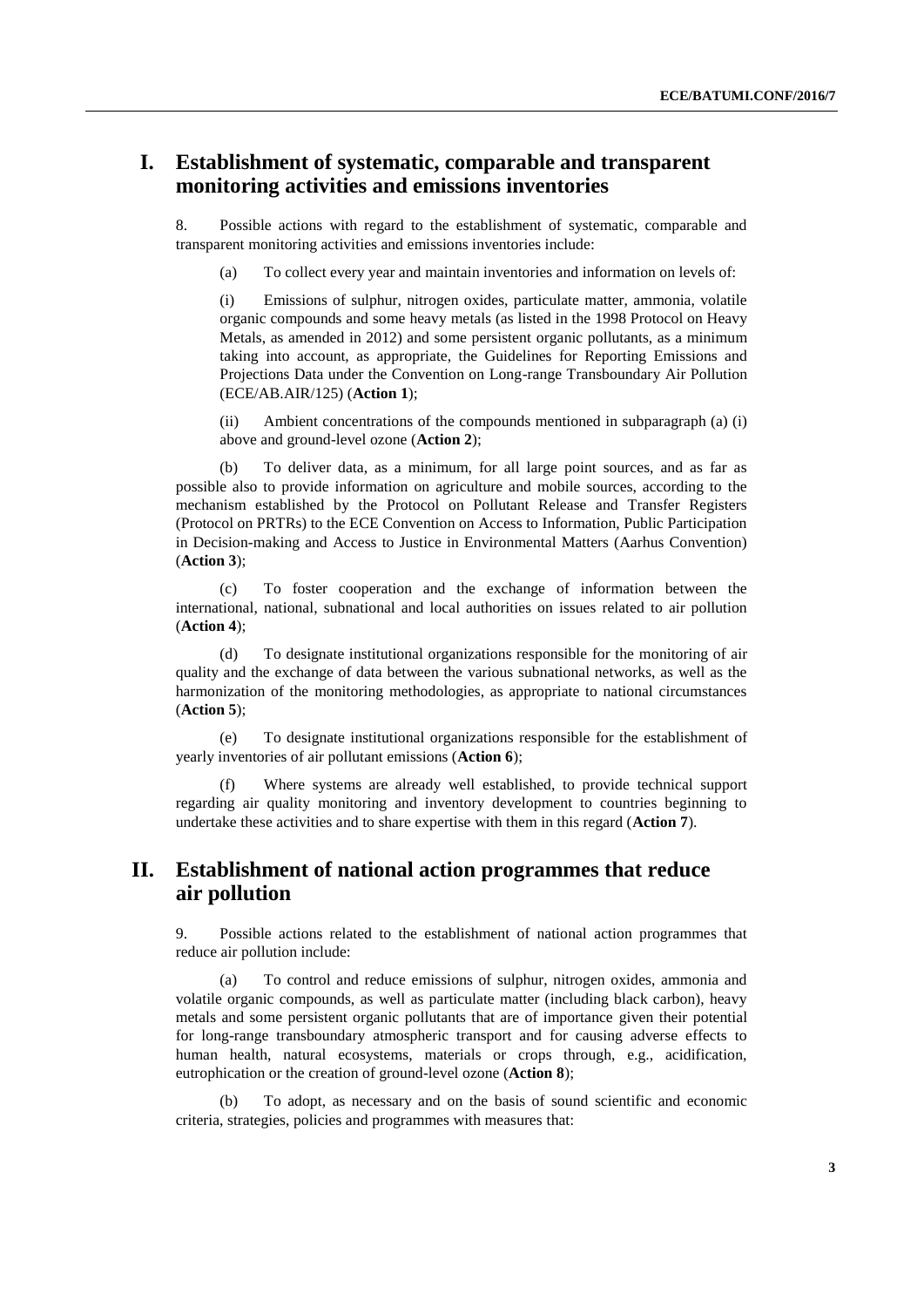# I. Establishment of systematic, comparable and transparent monitoring activities and emissions inventories

8. Possible actions with regard to the establishment of systematic, comparable and transparent monitoring activities and emissions inventories include:

(a) To collect every year and maintain inventories and information on levels of:

(i) Emissions of sulphur, nitrogen oxides, particulate matter, ammonia, volatile organic compounds and some heavy metals (as listed in the 1998 Protocol on Heavy Metals, as amended in 2012) and some persistent organic pollutants, as a minimum taking into account, as appropriate, the Guidelines for Reporting Emissions and Projections Data under the Convention on Long-range Transboundary Air Pollution (ECE/AB.AIR/125) (**Action 1**);

(ii) Ambient concentrations of the compounds mentioned in subparagraph (a) (i) above and ground-level ozone (**Action 2**);

(b) To deliver data, as a minimum, for all large point sources, and as far as possible also to provide information on agriculture and mobile sources, according to the mechanism established by the Protocol on Pollutant Release and Transfer Registers (Protocol on PRTRs) to the ECE Convention on Access to Information, Public Participation in Decision-making and Access to Justice in Environmental Matters (Aarhus Convention) (**Action 3**);

(c) To foster cooperation and the exchange of information between the international, national, subnational and local authorities on issues related to air pollution (**Action 4**);

(d) To designate institutional organizations responsible for the monitoring of air quality and the exchange of data between the various subnational networks, as well as the harmonization of the monitoring methodologies, as appropriate to national circumstances (**Action 5**);

(e) To designate institutional organizations responsible for the establishment of yearly inventories of air pollutant emissions (**Action 6**);

(f) Where systems are already well established, to provide technical support regarding air quality monitoring and inventory development to countries beginning to undertake these activities and to share expertise with them in this regard (**Action 7**).

# II. Establishment of national action programmes that reduce air pollution

9. Possible actions related to the establishment of national action programmes that reduce air pollution include:

(a) To control and reduce emissions of sulphur, nitrogen oxides, ammonia and volatile organic compounds, as well as particulate matter (including black carbon), heavy metals and some persistent organic pollutants that are of importance given their potential for long-range transboundary atmospheric transport and for causing adverse effects to human health, natural ecosystems, materials or crops through, e.g., acidification, eutrophication or the creation of ground-level ozone (**Action 8**);

(b) To adopt, as necessary and on the basis of sound scientific and economic criteria, strategies, policies and programmes with measures that: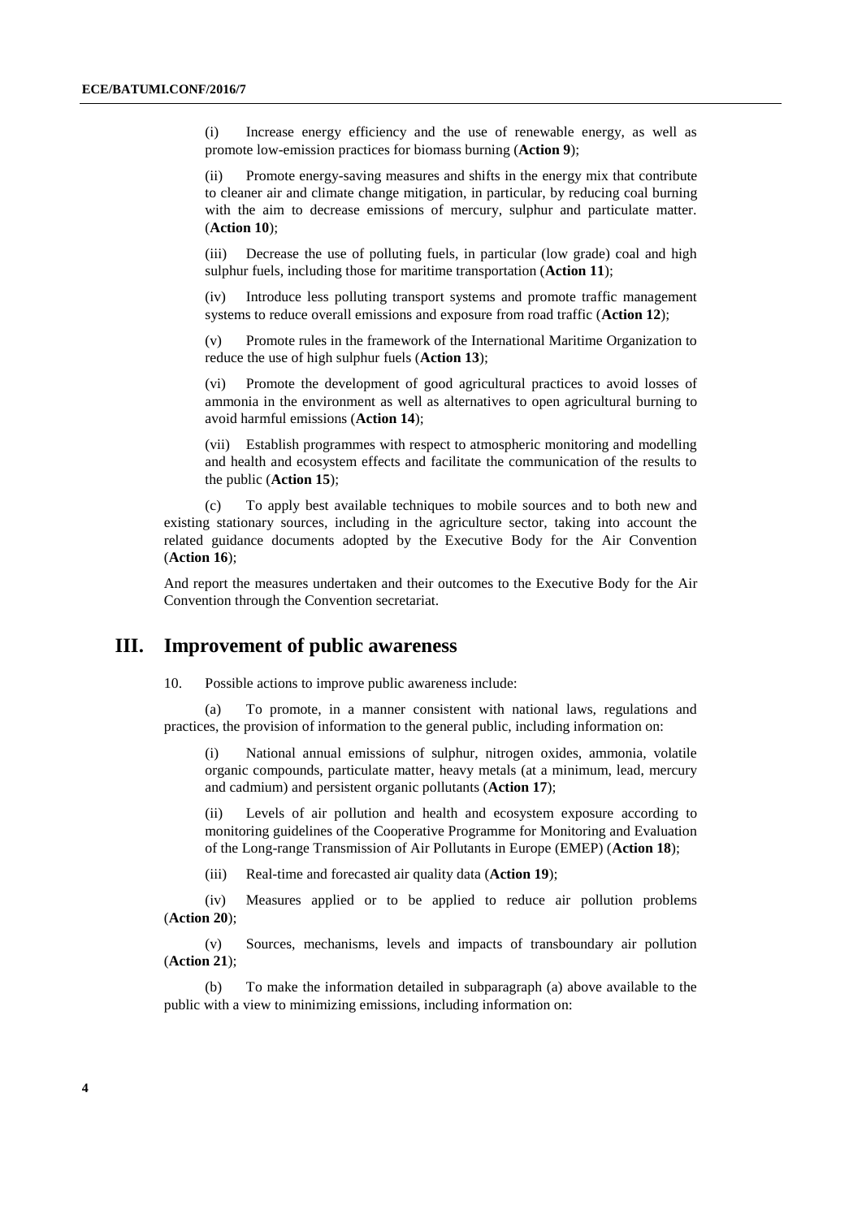(i) Increase energy efficiency and the use of renewable energy, as well as promote low-emission practices for biomass burning (**Action 9**);

(ii) Promote energy-saving measures and shifts in the energy mix that contribute to cleaner air and climate change mitigation, in particular, by reducing coal burning with the aim to decrease emissions of mercury, sulphur and particulate matter. (**Action 10**);

(iii) Decrease the use of polluting fuels, in particular (low grade) coal and high sulphur fuels, including those for maritime transportation (**Action 11**);

(iv) Introduce less polluting transport systems and promote traffic management systems to reduce overall emissions and exposure from road traffic (**Action 12**);

(v) Promote rules in the framework of the International Maritime Organization to reduce the use of high sulphur fuels (**Action 13**);

(vi) Promote the development of good agricultural practices to avoid losses of ammonia in the environment as well as alternatives to open agricultural burning to avoid harmful emissions (**Action 14**);

(vii) Establish programmes with respect to atmospheric monitoring and modelling and health and ecosystem effects and facilitate the communication of the results to the public (**Action 15**);

(c) To apply best available techniques to mobile sources and to both new and existing stationary sources, including in the agriculture sector, taking into account the related guidance documents adopted by the Executive Body for the Air Convention (**Action 16**);

And report the measures undertaken and their outcomes to the Executive Body for the Air Convention through the Convention secretariat.

## III. Improvement of public awareness

10. Possible actions to improve public awareness include:

(a) To promote, in a manner consistent with national laws, regulations and practices, the provision of information to the general public, including information on:

(i) National annual emissions of sulphur, nitrogen oxides, ammonia, volatile organic compounds, particulate matter, heavy metals (at a minimum, lead, mercury and cadmium) and persistent organic pollutants (**Action 17**);

(ii) Levels of air pollution and health and ecosystem exposure according to monitoring guidelines of the Cooperative Programme for Monitoring and Evaluation of the Long-range Transmission of Air Pollutants in Europe (EMEP) (**Action 18**);

(iii) Real-time and forecasted air quality data (**Action 19**);

(iv) Measures applied or to be applied to reduce air pollution problems (**Action 20**);

(v) Sources, mechanisms, levels and impacts of transboundary air pollution (**Action 21**);

(b) To make the information detailed in subparagraph (a) above available to the public with a view to minimizing emissions, including information on: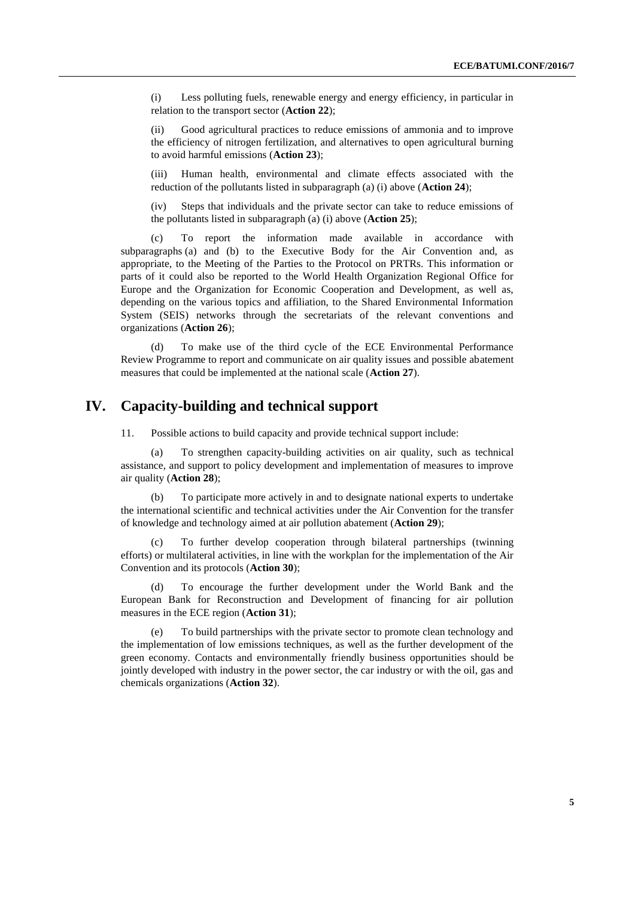(i) Less polluting fuels, renewable energy and energy efficiency, in particular in relation to the transport sector (**Action 22**);

(ii) Good agricultural practices to reduce emissions of ammonia and to improve the efficiency of nitrogen fertilization, and alternatives to open agricultural burning to avoid harmful emissions (**Action 23**);

(iii) Human health, environmental and climate effects associated with the reduction of the pollutants listed in subparagraph (a) (i) above (**Action 24**);

(iv) Steps that individuals and the private sector can take to reduce emissions of the pollutants listed in subparagraph (a) (i) above (**Action 25**);

(c) To report the information made available in accordance with subparagraphs (a) and (b) to the Executive Body for the Air Convention and, as appropriate, to the Meeting of the Parties to the Protocol on PRTRs. This information or parts of it could also be reported to the World Health Organization Regional Office for Europe and the Organization for Economic Cooperation and Development, as well as, depending on the various topics and affiliation, to the Shared Environmental Information System (SEIS) networks through the secretariats of the relevant conventions and organizations (**Action 26**);

(d) To make use of the third cycle of the ECE Environmental Performance Review Programme to report and communicate on air quality issues and possible abatement measures that could be implemented at the national scale (**Action 27**).

# IV. Capacity-building and technical support

11. Possible actions to build capacity and provide technical support include:

(a) To strengthen capacity-building activities on air quality, such as technical assistance, and support to policy development and implementation of measures to improve air quality (**Action 28**);

(b) To participate more actively in and to designate national experts to undertake the international scientific and technical activities under the Air Convention for the transfer of knowledge and technology aimed at air pollution abatement (**Action 29**);

(c) To further develop cooperation through bilateral partnerships (twinning efforts) or multilateral activities, in line with the workplan for the implementation of the Air Convention and its protocols (**Action 30**);

(d) To encourage the further development under the World Bank and the European Bank for Reconstruction and Development of financing for air pollution measures in the ECE region (**Action 31**);

(e) To build partnerships with the private sector to promote clean technology and the implementation of low emissions techniques, as well as the further development of the green economy. Contacts and environmentally friendly business opportunities should be jointly developed with industry in the power sector, the car industry or with the oil, gas and chemicals organizations (**Action 32**).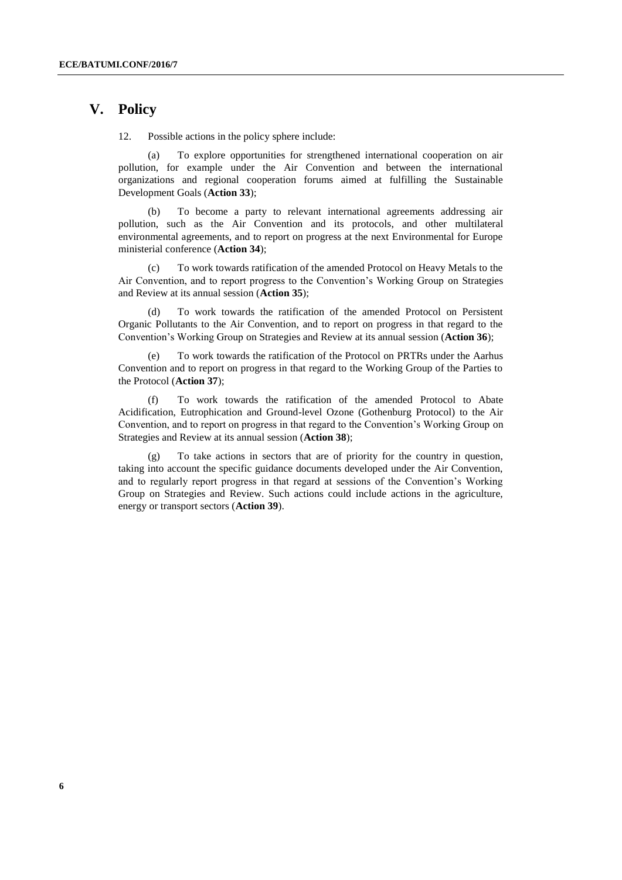## V. Policy

12. Possible actions in the policy sphere include:

(a) To explore opportunities for strengthened international cooperation on air pollution, for example under the Air Convention and between the international organizations and regional cooperation forums aimed at fulfilling the Sustainable Development Goals (**Action 33**);

(b) To become a party to relevant international agreements addressing air pollution, such as the Air Convention and its protocols, and other multilateral environmental agreements, and to report on progress at the next Environmental for Europe ministerial conference (**Action 34**);

(c) To work towards ratification of the amended Protocol on Heavy Metals to the Air Convention, and to report progress to the Convention's Working Group on Strategies and Review at its annual session (**Action 35**);

(d) To work towards the ratification of the amended Protocol on Persistent Organic Pollutants to the Air Convention, and to report on progress in that regard to the Convention's Working Group on Strategies and Review at its annual session (**Action 36**);

(e) To work towards the ratification of the Protocol on PRTRs under the Aarhus Convention and to report on progress in that regard to the Working Group of the Parties to the Protocol (**Action 37**);

(f) To work towards the ratification of the amended Protocol to Abate Acidification, Eutrophication and Ground-level Ozone (Gothenburg Protocol) to the Air Convention, and to report on progress in that regard to the Convention's Working Group on Strategies and Review at its annual session (**Action 38**);

(g) To take actions in sectors that are of priority for the country in question, taking into account the specific guidance documents developed under the Air Convention, and to regularly report progress in that regard at sessions of the Convention's Working Group on Strategies and Review. Such actions could include actions in the agriculture, energy or transport sectors (**Action 39**).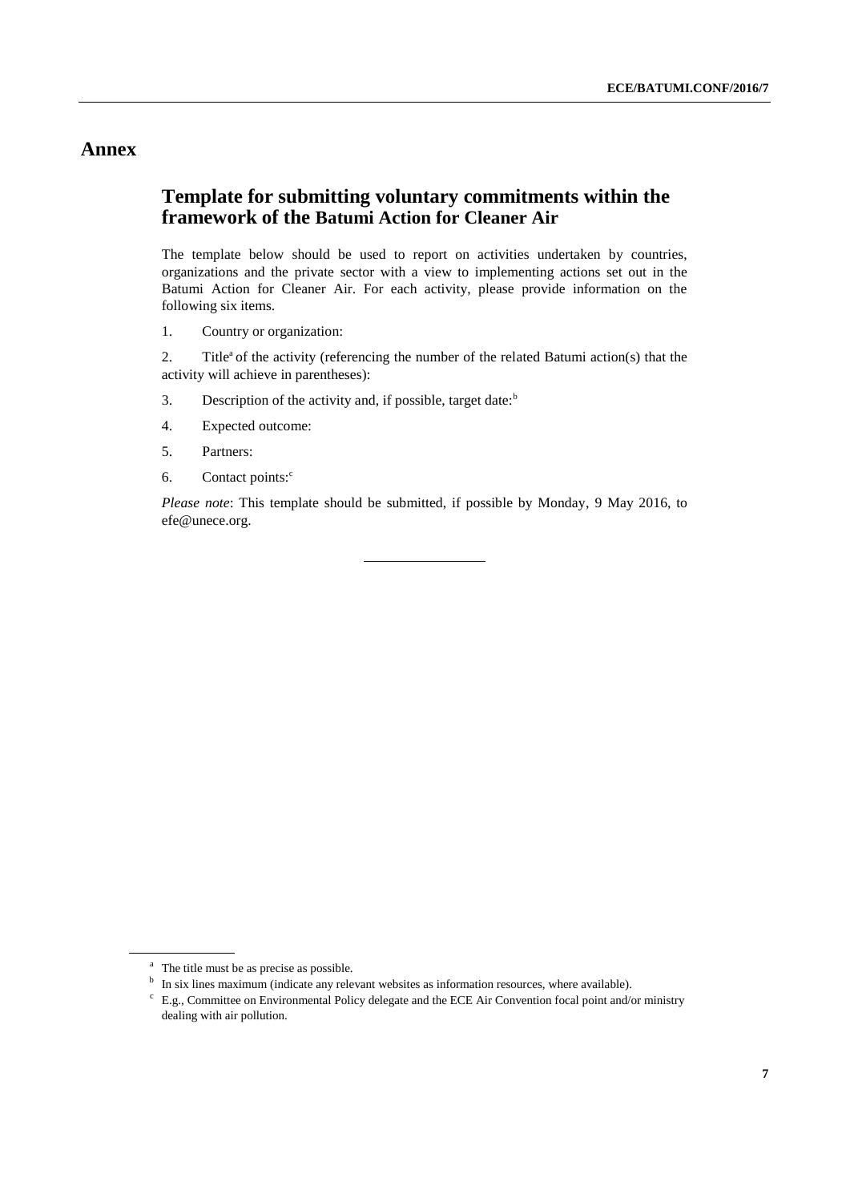# Annex

## Template for submitting voluntary commitments within the framework of the Batumi Action for Cleaner Air

The template below should be used to report on activities undertaken by countries, organizations and the private sector with a view to implementing actions set out in the Batumi Action for Cleaner Air. For each activity, please provide information on the following six items.

1. Country or organization:

2. Title[a] of the activity (referencing the number of the related Batumi action(s) that the activity will achieve in parentheses):

3. Description of the activity and, if possible, target date:[b]

4. Expected outcome:

5. Partners:

6. Contact points:[c]

*Please note*: This template should be submitted, if possible by Monday, 9 May 2016, to efe@unece.org.

---

[a] The title must be as precise as possible.

[b] In six lines maximum (indicate any relevant websites as information resources, where available).

[c] E.g., Committee on Environmental Policy delegate and the ECE Air Convention focal point and/or ministry dealing with air pollution.